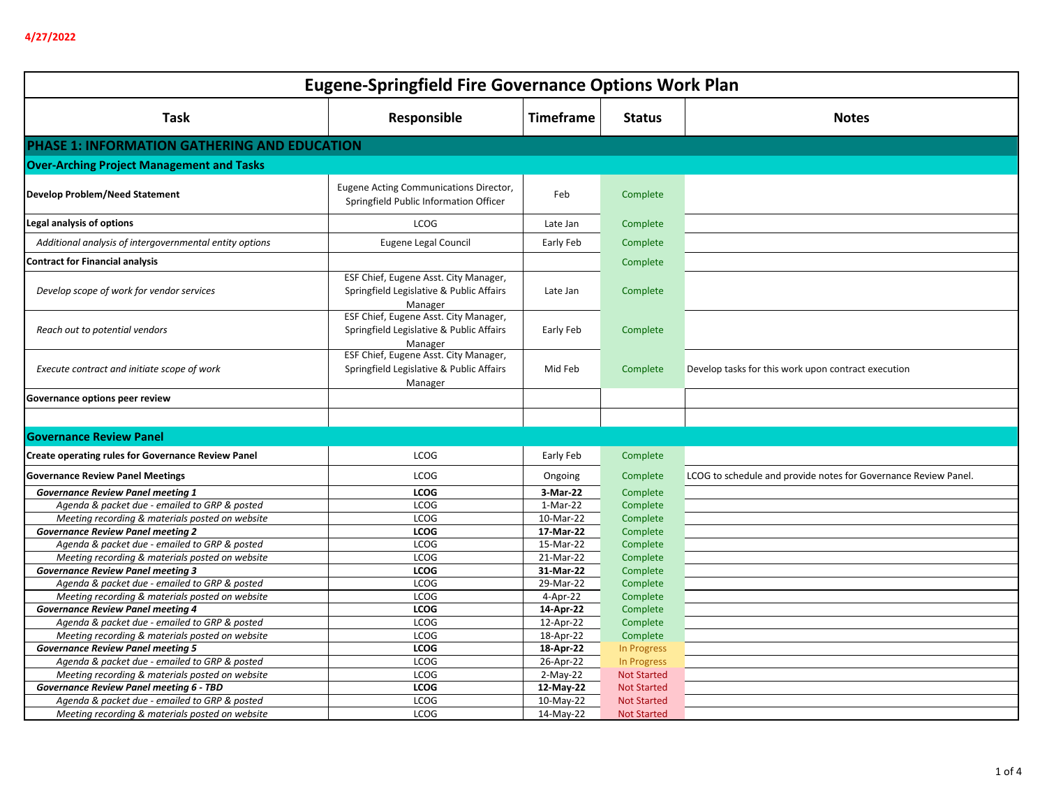4/27/2022

# Eugene-Springfield Fire Governance Options Work Plan

| Task | Responsible | Timeframe | Status | Notes |
|---|---|---|---|---|
| **PHASE 1: INFORMATION GATHERING AND EDUCATION** | | | | |
| **Over-Arching Project Management and Tasks** | | | | |
| **Develop Problem/Need Statement** | Eugene Acting Communications Director, Springfield Public Information Officer | Feb | Complete | |
| **Legal analysis of options** | LCOG | Late Jan | Complete | |
| *Additional analysis of intergovernmental entity options* | Eugene Legal Council | Early Feb | Complete | |
| **Contract for Financial analysis** | | | Complete | |
| *Develop scope of work for vendor services* | ESF Chief, Eugene Asst. City Manager, Springfield Legislative & Public Affairs Manager | Late Jan | Complete | |
| *Reach out to potential vendors* | ESF Chief, Eugene Asst. City Manager, Springfield Legislative & Public Affairs Manager | Early Feb | Complete | |
| *Execute contract and initiate scope of work* | ESF Chief, Eugene Asst. City Manager, Springfield Legislative & Public Affairs Manager | Mid Feb | Complete | Develop tasks for this work upon contract execution |
| **Governance options peer review** | | | | |
| | | | | |
| **Governance Review Panel** | | | | |
| **Create operating rules for Governance Review Panel** | LCOG | Early Feb | Complete | |
| **Governance Review Panel Meetings** | LCOG | Ongoing | Complete | LCOG to schedule and provide notes for Governance Review Panel. |
| ***Governance Review Panel meeting 1*** | **LCOG** | **3-Mar-22** | Complete | |
| *Agenda & packet due - emailed to GRP & posted* | LCOG | 1-Mar-22 | Complete | |
| *Meeting recording & materials posted on website* | LCOG | 10-Mar-22 | Complete | |
| ***Governance Review Panel meeting 2*** | **LCOG** | **17-Mar-22** | Complete | |
| *Agenda & packet due - emailed to GRP & posted* | LCOG | 15-Mar-22 | Complete | |
| *Meeting recording & materials posted on website* | LCOG | 21-Mar-22 | Complete | |
| ***Governance Review Panel meeting 3*** | **LCOG** | **31-Mar-22** | Complete | |
| *Agenda & packet due - emailed to GRP & posted* | LCOG | 29-Mar-22 | Complete | |
| *Meeting recording & materials posted on website* | LCOG | 4-Apr-22 | Complete | |
| ***Governance Review Panel meeting 4*** | **LCOG** | **14-Apr-22** | Complete | |
| *Agenda & packet due - emailed to GRP & posted* | LCOG | 12-Apr-22 | Complete | |
| *Meeting recording & materials posted on website* | LCOG | 18-Apr-22 | Complete | |
| ***Governance Review Panel meeting 5*** | **LCOG** | **18-Apr-22** | In Progress | |
| *Agenda & packet due - emailed to GRP & posted* | LCOG | 26-Apr-22 | In Progress | |
| *Meeting recording & materials posted on website* | LCOG | 2-May-22 | Not Started | |
| ***Governance Review Panel meeting 6 - TBD*** | **LCOG** | **12-May-22** | Not Started | |
| *Agenda & packet due - emailed to GRP & posted* | LCOG | 10-May-22 | Not Started | |
| *Meeting recording & materials posted on website* | LCOG | 14-May-22 | Not Started | |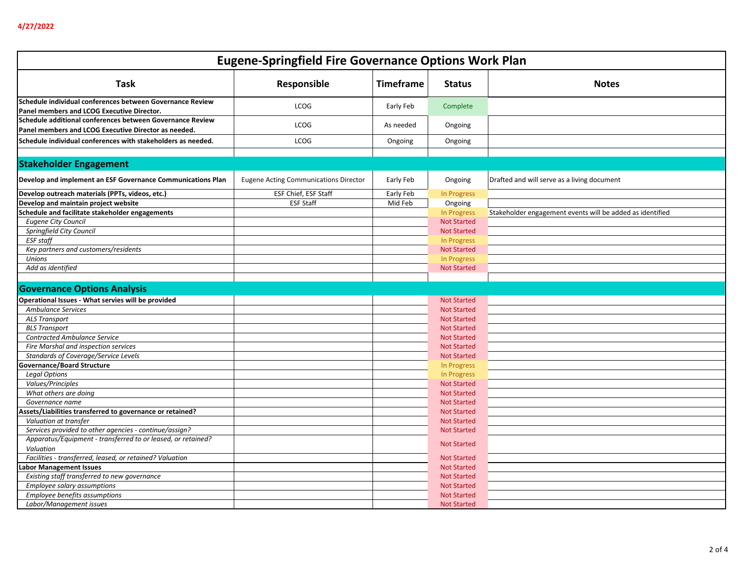4/27/2022

# Eugene-Springfield Fire Governance Options Work Plan

| Task | Responsible | Timeframe | Status | Notes |
|---|---|---|---|---|
| **Schedule individual conferences between Governance Review Panel members and LCOG Executive Director.** | LCOG | Early Feb | Complete | |
| **Schedule additional conferences between Governance Review Panel members and LCOG Executive Director as needed.** | LCOG | As needed | Ongoing | |
| **Schedule individual conferences with stakeholders as needed.** | LCOG | Ongoing | Ongoing | |
| | | | | |
| **Stakeholder Engagement** | | | | |
| **Develop and implement an ESF Governance Communications Plan** | Eugene Acting Communications Director | Early Feb | Ongoing | Drafted and will serve as a living document |
| **Develop outreach materials (PPTs, videos, etc.)** | ESF Chief, ESF Staff | Early Feb | In Progress | |
| **Develop and maintain project website** | ESF Staff | Mid Feb | Ongoing | |
| **Schedule and facilitate stakeholder engagements** | | | In Progress | Stakeholder engagement events will be added as identified |
| *Eugene City Council* | | | Not Started | |
| *Springfield City Council* | | | Not Started | |
| *ESF staff* | | | In Progress | |
| *Key partners and customers/residents* | | | Not Started | |
| *Unions* | | | In Progress | |
| *Add as identified* | | | Not Started | |
| | | | | |
| **Governance Options Analysis** | | | | |
| **Operational Issues - What servies will be provided** | | | Not Started | |
| *Ambulance Services* | | | Not Started | |
| *ALS Transport* | | | Not Started | |
| *BLS Transport* | | | Not Started | |
| *Contracted Ambulance Service* | | | Not Started | |
| *Fire Marshal and inspection services* | | | Not Started | |
| *Standards of Coverage/Service Levels* | | | Not Started | |
| **Governance/Board Structure** | | | In Progress | |
| *Legal Options* | | | In Progress | |
| *Values/Principles* | | | Not Started | |
| *What others are doing* | | | Not Started | |
| *Governance name* | | | Not Started | |
| **Assets/Liabilities transferred to governance or retained?** | | | Not Started | |
| *Valuation at transfer* | | | Not Started | |
| *Services provided to other agencies - continue/assign?* | | | Not Started | |
| *Apparatus/Equipment - transferred to or leased, or retained? Valuation* | | | Not Started | |
| *Facilities - transferred, leased, or retained? Valuation* | | | Not Started | |
| **Labor Management Issues** | | | Not Started | |
| *Existing staff transferred to new governance* | | | Not Started | |
| *Employee salary assumptions* | | | Not Started | |
| *Employee benefits assumptions* | | | Not Started | |
| *Labor/Management issues* | | | Not Started | |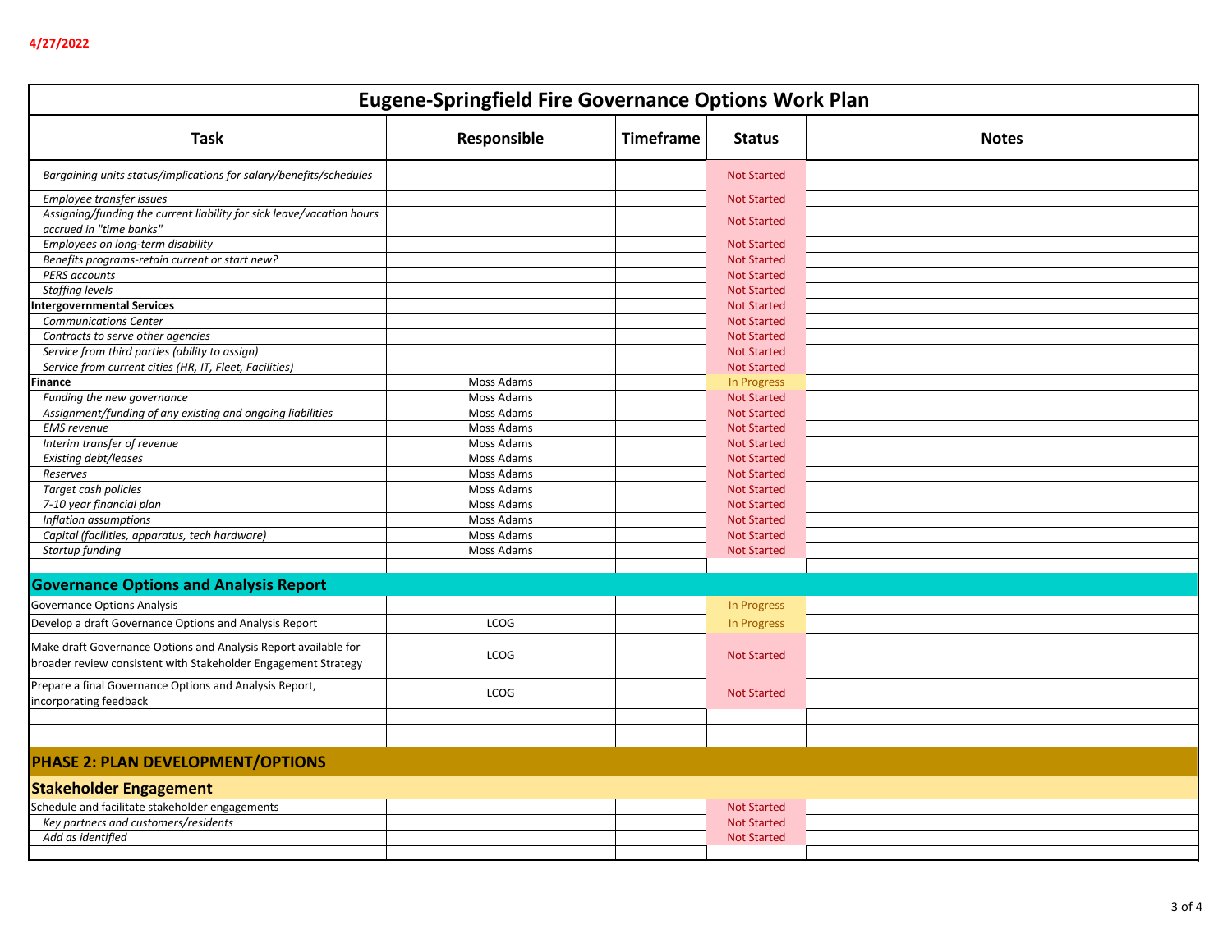4/27/2022

| Eugene-Springfield Fire Governance Options Work Plan | | | | |
|---|---|---|---|---|
| **Task** | **Responsible** | **Timeframe** | **Status** | **Notes** |
| *Bargaining units status/implications for salary/benefits/schedules* | | | Not Started | |
| *Employee transfer issues* | | | Not Started | |
| *Assigning/funding the current liability for sick leave/vacation hours accrued in "time banks"* | | | Not Started | |
| *Employees on long-term disability* | | | Not Started | |
| *Benefits programs-retain current or start new?* | | | Not Started | |
| *PERS accounts* | | | Not Started | |
| *Staffing levels* | | | Not Started | |
| **Intergovernmental Services** | | | Not Started | |
| *Communications Center* | | | Not Started | |
| *Contracts to serve other agencies* | | | Not Started | |
| *Service from third parties (ability to assign)* | | | Not Started | |
| *Service from current cities (HR, IT, Fleet, Facilities)* | | | Not Started | |
| **Finance** | Moss Adams | | In Progress | |
| *Funding the new governance* | Moss Adams | | Not Started | |
| *Assignment/funding of any existing and ongoing liabilities* | Moss Adams | | Not Started | |
| *EMS revenue* | Moss Adams | | Not Started | |
| *Interim transfer of revenue* | Moss Adams | | Not Started | |
| *Existing debt/leases* | Moss Adams | | Not Started | |
| *Reserves* | Moss Adams | | Not Started | |
| *Target cash policies* | Moss Adams | | Not Started | |
| *7-10 year financial plan* | Moss Adams | | Not Started | |
| *Inflation assumptions* | Moss Adams | | Not Started | |
| *Capital (facilities, apparatus, tech hardware)* | Moss Adams | | Not Started | |
| *Startup funding* | Moss Adams | | Not Started | |
| | | | | |
| **Governance Options and Analysis Report** | | | | |
| Governance Options Analysis | | | In Progress | |
| Develop a draft Governance Options and Analysis Report | LCOG | | In Progress | |
| Make draft Governance Options and Analysis Report available for broader review consistent with Stakeholder Engagement Strategy | LCOG | | Not Started | |
| Prepare a final Governance Options and Analysis Report, incorporating feedback | LCOG | | Not Started | |
| | | | | |
| | | | | |
| **PHASE 2: PLAN DEVELOPMENT/OPTIONS** | | | | |
| **Stakeholder Engagement** | | | | |
| Schedule and facilitate stakeholder engagements | | | Not Started | |
| *Key partners and customers/residents* | | | Not Started | |
| *Add as identified* | | | Not Started | |
| | | | | |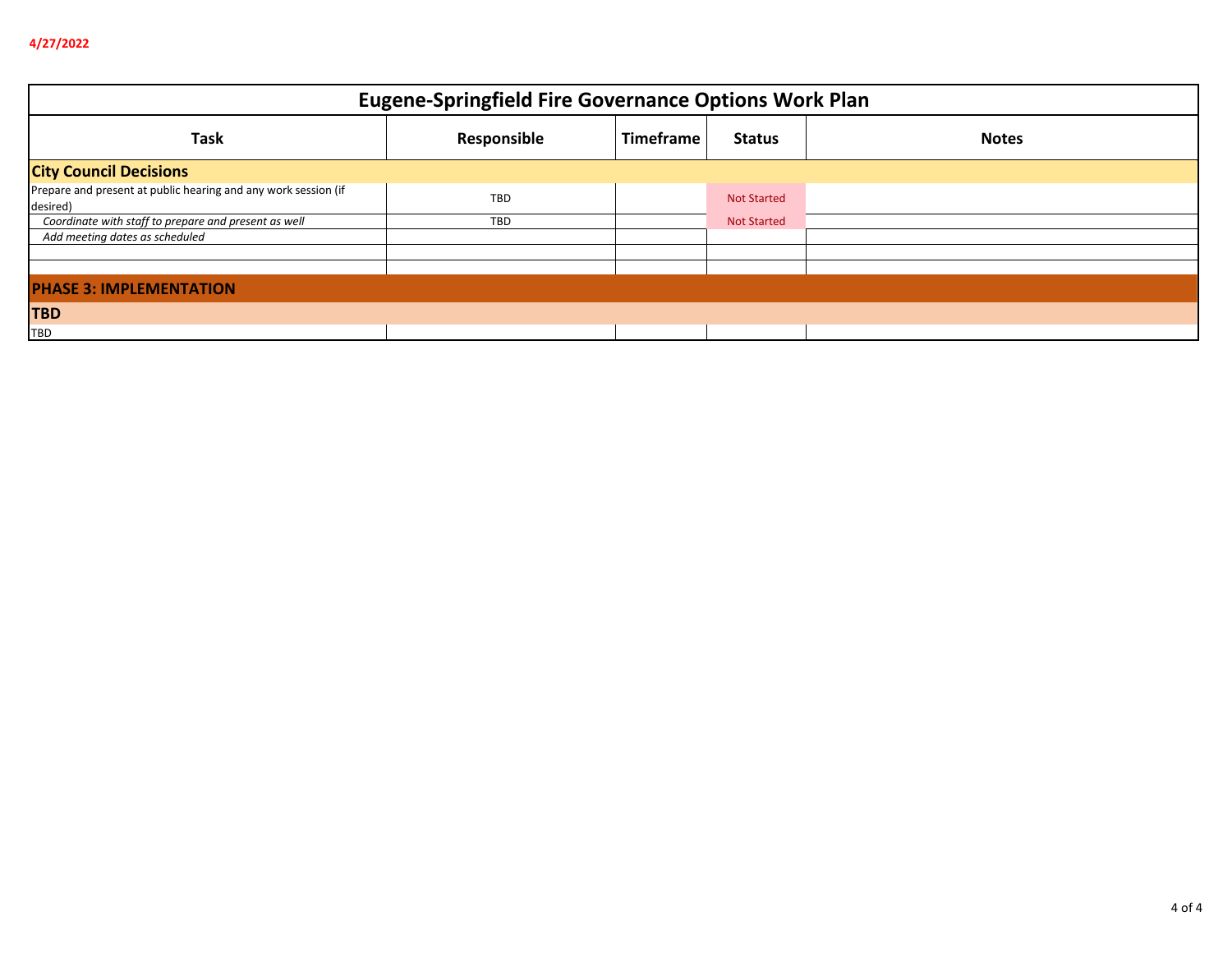4/27/2022

| Eugene-Springfield Fire Governance Options Work Plan | | | | |
|---|---|---|---|---|
| **Task** | **Responsible** | **Timeframe** | **Status** | **Notes** |
| **City Council Decisions** | | | | |
| Prepare and present at public hearing and any work session (if desired) | TBD | | Not Started | |
| *Coordinate with staff to prepare and present as well* | TBD | | Not Started | |
| *Add meeting dates as scheduled* | | | | |
| | | | | |
| | | | | |
| **PHASE 3: IMPLEMENTATION** | | | | |
| **TBD** | | | | |
| TBD | | | | |